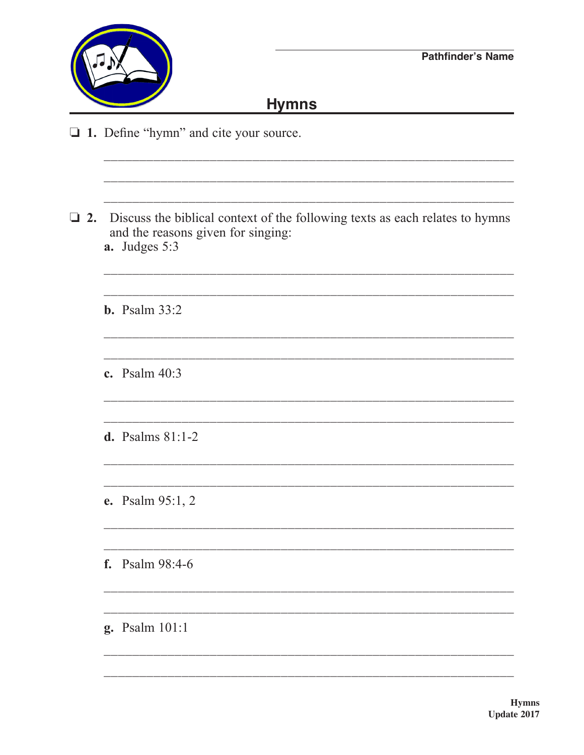Pathfinder's Name

# Hymns

❏ **1.** Define "hymn" and cite your source.

❏ **2.** Discuss the biblical context of the following texts as each relates to hymns and the reasons given for singing:

**a.** Judges 5:3

**b.** Psalm 33:2

**c.** Psalm 40:3

**d.** Psalms 81:1-2

**e.** Psalm 95:1, 2

**f.** Psalm 98:4-6

**g.** Psalm 101:1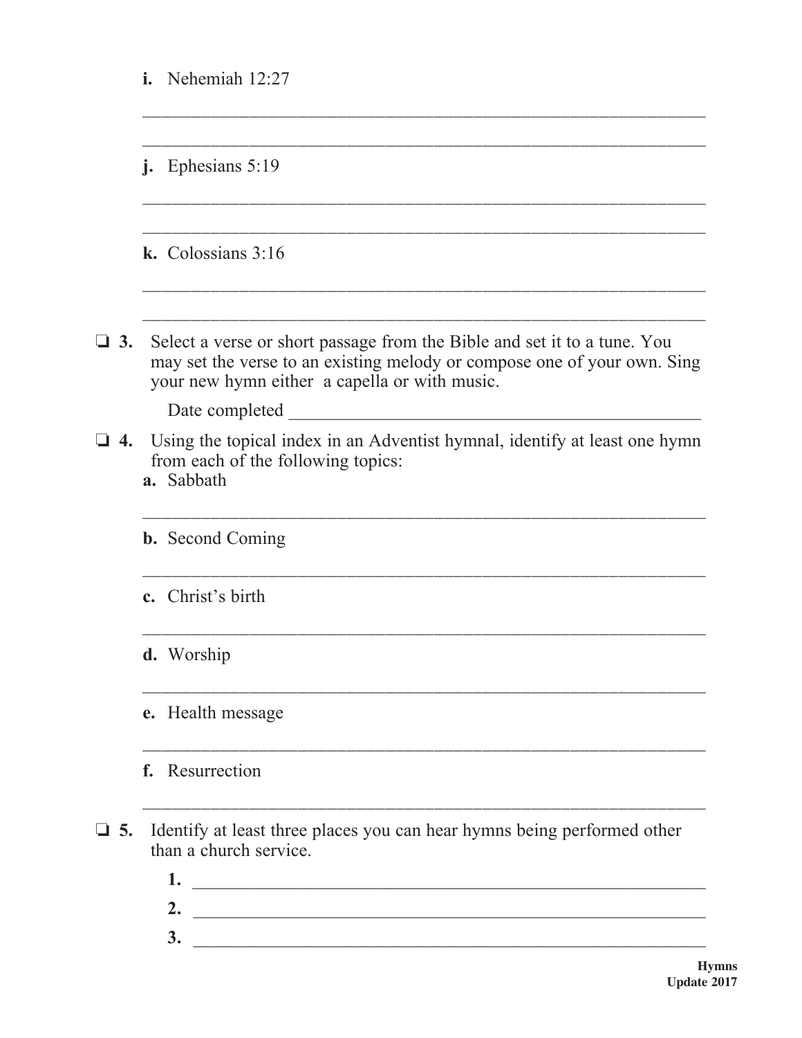**i.** Nehemiah 12:27

_______________________________________________________________

_______________________________________________________________

**j.** Ephesians 5:19

_______________________________________________________________

_______________________________________________________________

**k.** Colossians 3:16

_______________________________________________________________

_______________________________________________________________

❏ **3.** Select a verse or short passage from the Bible and set it to a tune. You may set the verse to an existing melody or compose one of your own. Sing your new hymn either a capella or with music.

Date completed ____________________________________________

❏ **4.** Using the topical index in an Adventist hymnal, identify at least one hymn from each of the following topics:

**a.** Sabbath

_______________________________________________________________

**b.** Second Coming

_______________________________________________________________

**c.** Christ's birth

_______________________________________________________________

**d.** Worship

_______________________________________________________________

**e.** Health message

_______________________________________________________________

**f.** Resurrection

_______________________________________________________________

❏ **5.** Identify at least three places you can hear hymns being performed other than a church service.

**1.** ___________________________________________________________

**2.** ___________________________________________________________

**3.** ___________________________________________________________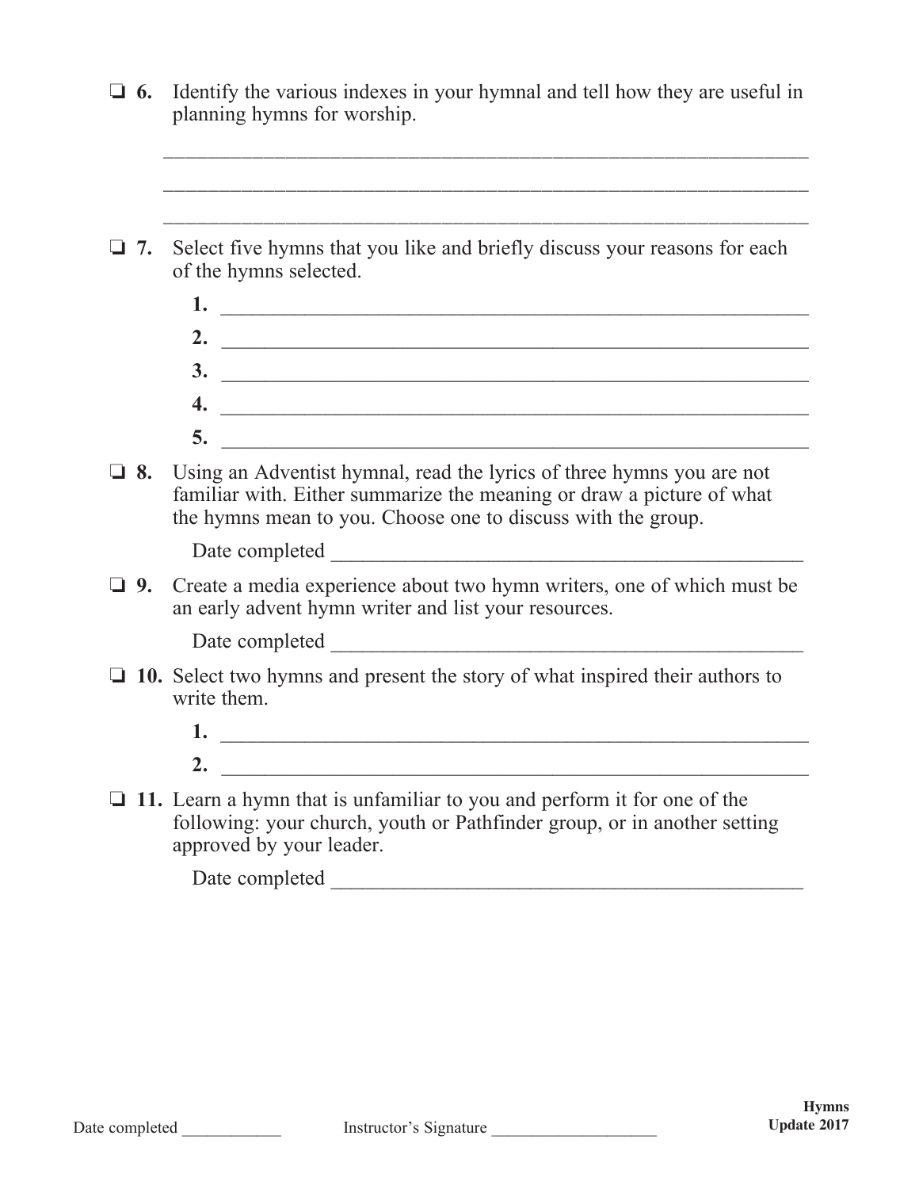❏ **6.** Identify the various indexes in your hymnal and tell how they are useful in planning hymns for worship.

_______________________________________________________________

_______________________________________________________________

_______________________________________________________________

❏ **7.** Select five hymns that you like and briefly discuss your reasons for each of the hymns selected.

**1.** _______________________________________________________

**2.** _______________________________________________________

**3.** _______________________________________________________

**4.** _______________________________________________________

**5.** _______________________________________________________

❏ **8.** Using an Adventist hymnal, read the lyrics of three hymns you are not familiar with. Either summarize the meaning or draw a picture of what the hymns mean to you. Choose one to discuss with the group.

Date completed _______________________________________________

❏ **9.** Create a media experience about two hymn writers, one of which must be an early advent hymn writer and list your resources.

Date completed _______________________________________________

❏ **10.** Select two hymns and present the story of what inspired their authors to write them.

**1.** _______________________________________________________

**2.** _______________________________________________________

❏ **11.** Learn a hymn that is unfamiliar to you and perform it for one of the following: your church, youth or Pathfinder group, or in another setting approved by your leader.

Date completed _______________________________________________

Date completed ____________ Instructor's Signature ____________________

**Hymns**
**Update 2017**